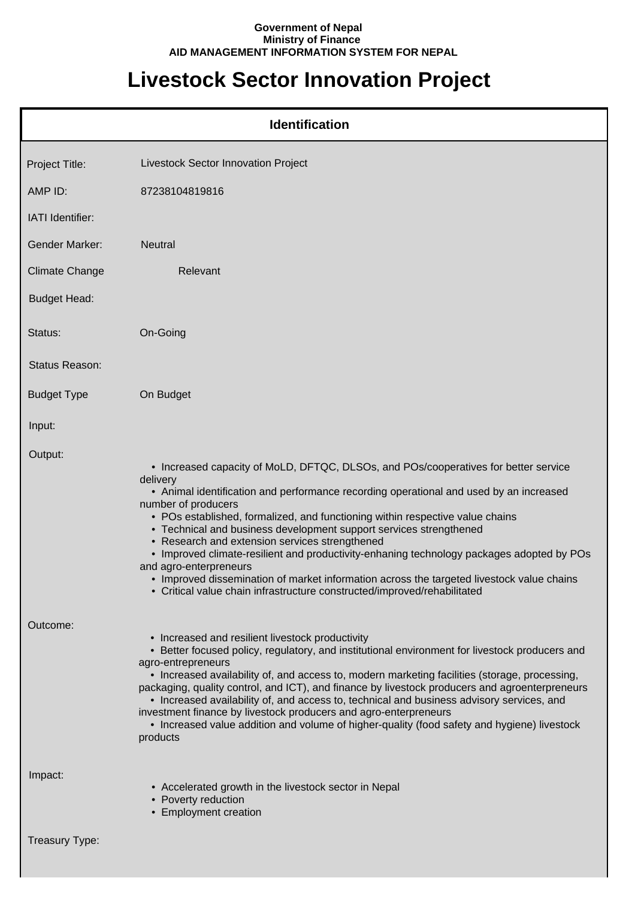**Government of Nepal**
**Ministry of Finance**
**AID MANAGEMENT INFORMATION SYSTEM FOR NEPAL**

# Livestock Sector Innovation Project

## Identification

| | |
|---|---|
| Project Title: | Livestock Sector Innovation Project |
| AMP ID: | 87238104819816 |
| IATI Identifier: | |
| Gender Marker: | Neutral |
| Climate Change | Relevant |
| Budget Head: | |
| Status: | On-Going |
| Status Reason: | |
| Budget Type | On Budget |
| Input: | |

**Output:**

- Increased capacity of MoLD, DFTQC, DLSOs, and POs/cooperatives for better service delivery
- Animal identification and performance recording operational and used by an increased number of producers
- POs established, formalized, and functioning within respective value chains
- Technical and business development support services strengthened
- Research and extension services strengthened
- Improved climate-resilient and productivity-enhaning technology packages adopted by POs and agro-enterpreneurs
- Improved dissemination of market information across the targeted livestock value chains
- Critical value chain infrastructure constructed/improved/rehabilitated

**Outcome:**

- Increased and resilient livestock productivity
- Better focused policy, regulatory, and institutional environment for livestock producers and agro-entrepreneurs
- Increased availability of, and access to, modern marketing facilities (storage, processing, packaging, quality control, and ICT), and finance by livestock producers and agroenterpreneurs
- Increased availability of, and access to, technical and business advisory services, and investment finance by livestock producers and agro-enterpreneurs
- Increased value addition and volume of higher-quality (food safety and hygiene) livestock products

**Impact:**

- Accelerated growth in the livestock sector in Nepal
- Poverty reduction
- Employment creation

**Treasury Type:**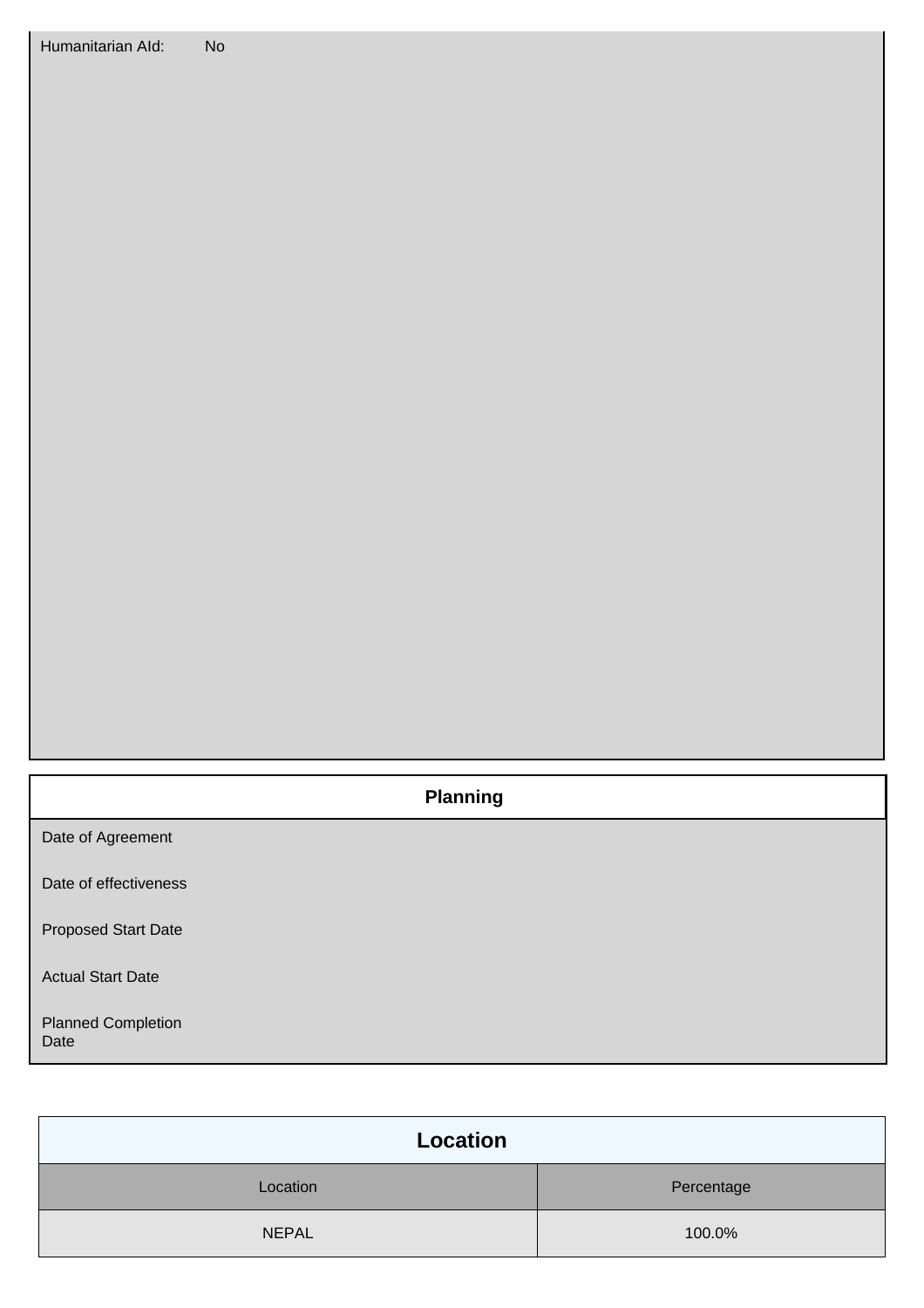Humanitarian AId: No

## Planning

Date of Agreement

Date of effectiveness

Proposed Start Date

Actual Start Date

Planned Completion Date

## Location

| Location | Percentage |
| --- | --- |
| NEPAL | 100.0% |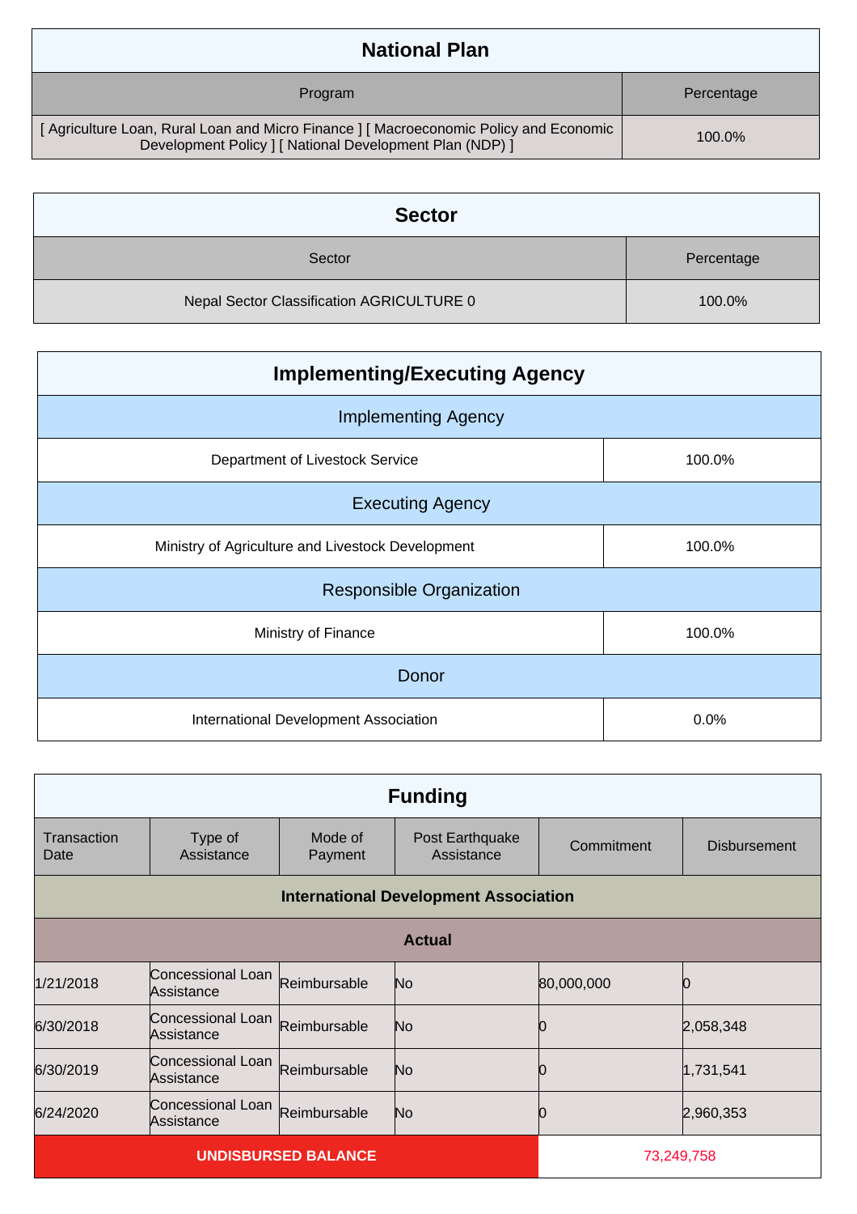| National Plan | |
|---|---|
| Program | Percentage |
| [ Agriculture Loan, Rural Loan and Micro Finance ] [ Macroeconomic Policy and Economic Development Policy ] [ National Development Plan (NDP) ] | 100.0% |

| Sector | |
|---|---|
| Sector | Percentage |
| Nepal Sector Classification AGRICULTURE 0 | 100.0% |

| Implementing/Executing Agency | |
|---|---|
| **Implementing Agency** | |
| Department of Livestock Service | 100.0% |
| **Executing Agency** | |
| Ministry of Agriculture and Livestock Development | 100.0% |
| **Responsible Organization** | |
| Ministry of Finance | 100.0% |
| **Donor** | |
| International Development Association | 0.0% |

| Funding | | | | | |
|---|---|---|---|---|---|
| Transaction Date | Type of Assistance | Mode of Payment | Post Earthquake Assistance | Commitment | Disbursement |
| **International Development Association** | | | | | |
| **Actual** | | | | | |
| 1/21/2018 | Concessional Loan Assistance | Reimbursable | No | 80,000,000 | 0 |
| 6/30/2018 | Concessional Loan Assistance | Reimbursable | No | 0 | 2,058,348 |
| 6/30/2019 | Concessional Loan Assistance | Reimbursable | No | 0 | 1,731,541 |
| 6/24/2020 | Concessional Loan Assistance | Reimbursable | No | 0 | 2,960,353 |
| **UNDISBURSED BALANCE** | | | | 73,249,758 | |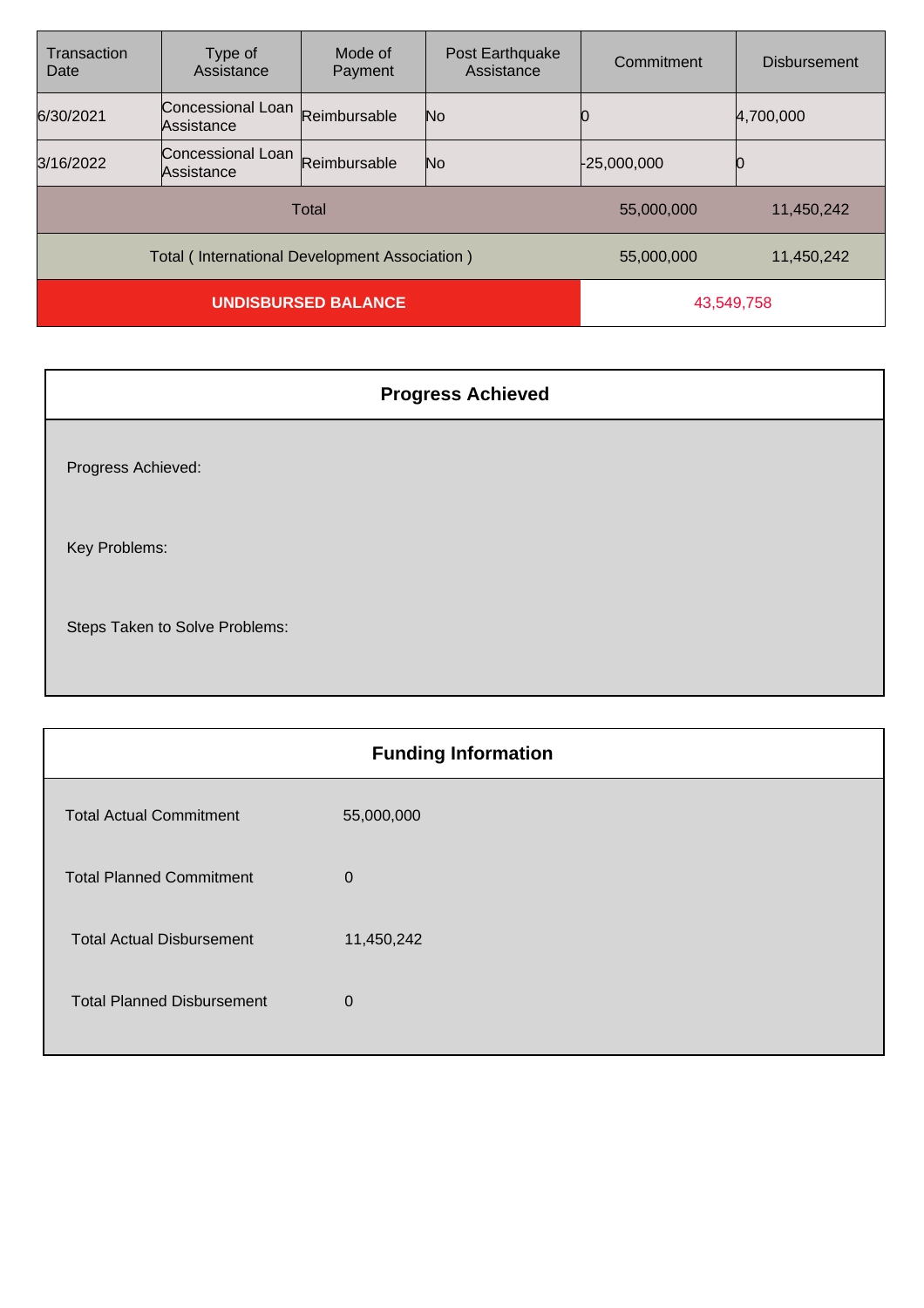| Transaction Date | Type of Assistance | Mode of Payment | Post Earthquake Assistance | Commitment | Disbursement |
|---|---|---|---|---|---|
| 6/30/2021 | Concessional Loan Assistance | Reimbursable | No | 0 | 4,700,000 |
| 3/16/2022 | Concessional Loan Assistance | Reimbursable | No | -25,000,000 | 0 |
| Total | | | | 55,000,000 | 11,450,242 |
| Total ( International Development Association ) | | | | 55,000,000 | 11,450,242 |
| **UNDISBURSED BALANCE** | | | | 43,549,758 | |

## Progress Achieved

Progress Achieved:

Key Problems:

Steps Taken to Solve Problems:

## Funding Information

| | |
|---|---|
| Total Actual Commitment | 55,000,000 |
| Total Planned Commitment | 0 |
| Total Actual Disbursement | 11,450,242 |
| Total Planned Disbursement | 0 |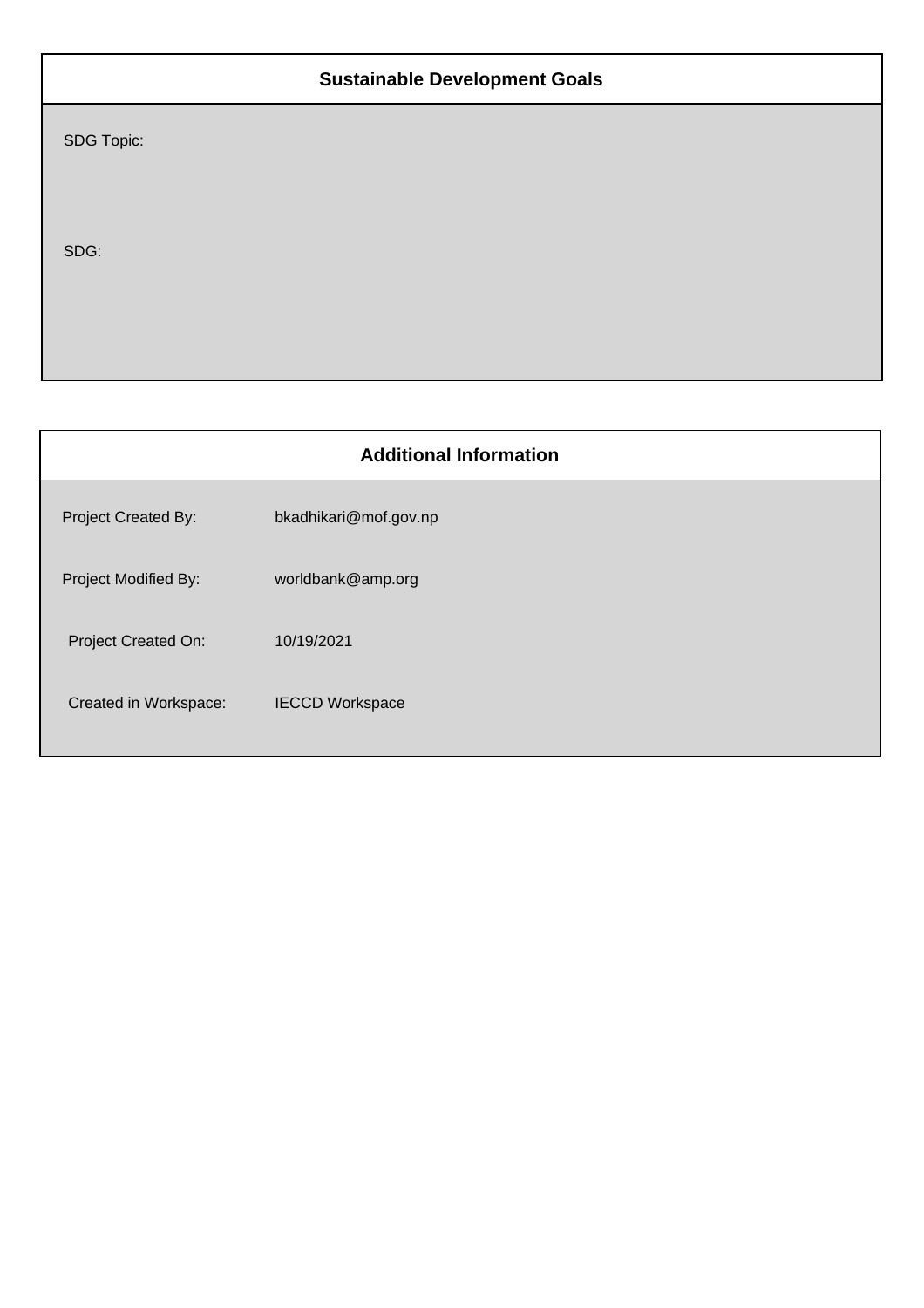## Sustainable Development Goals

SDG Topic:

SDG:

## Additional Information

| | |
|---|---|
| Project Created By: | bkadhikari@mof.gov.np |
| Project Modified By: | worldbank@amp.org |
| Project Created On: | 10/19/2021 |
| Created in Workspace: | IECCD Workspace |